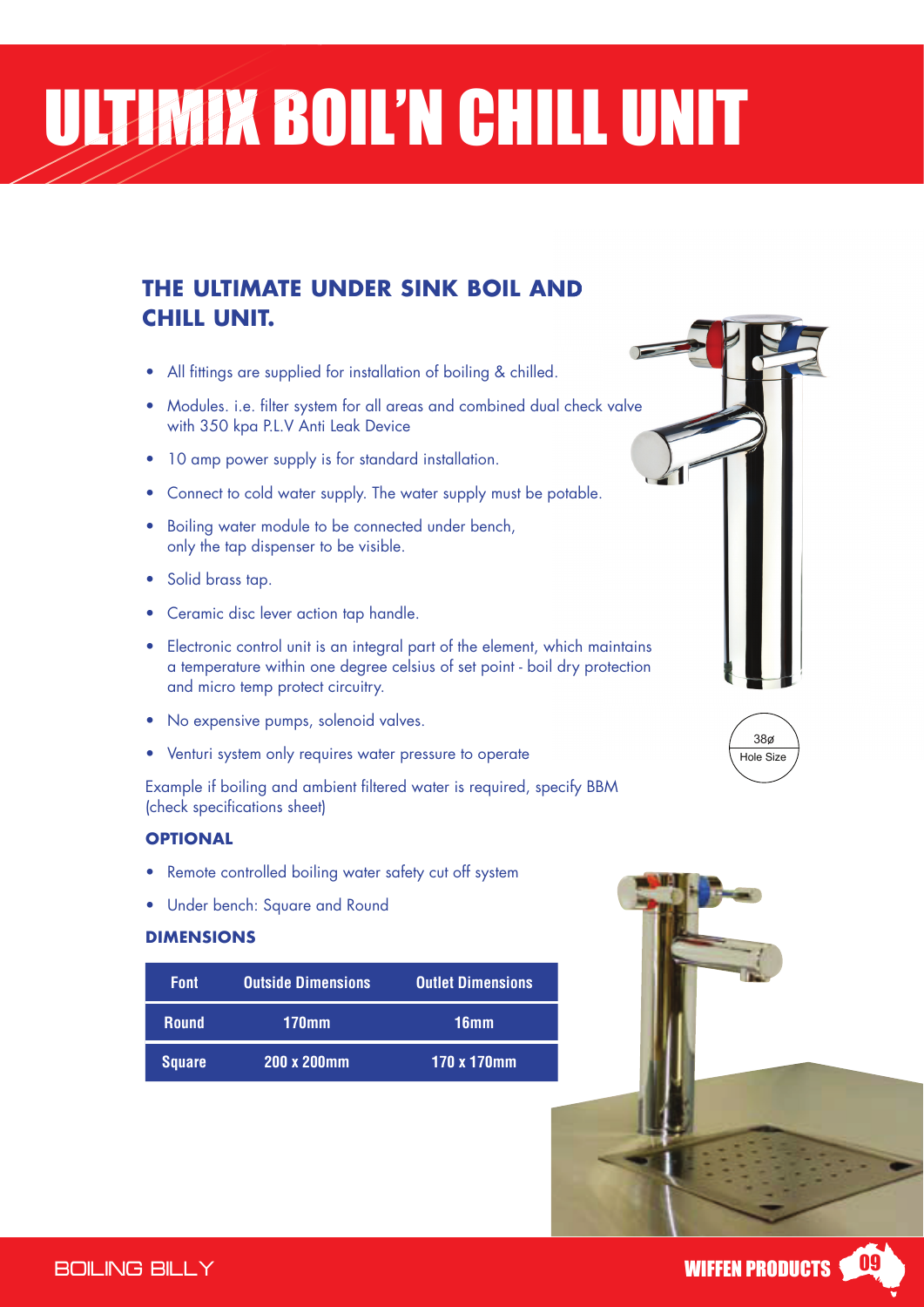# ULTIMIX BOIL'N CHILL UNIT

## THE ULTIMATE UNDER SINK BOIL AND CHILL UNIT.

- All fittings are supplied for installation of boiling & chilled.
- Modules. i.e. filter system for all areas and combined dual check valve with 350 kpa P.L.V Anti Leak Device
- 10 amp power supply is for standard installation.
- Connect to cold water supply. The water supply must be potable.
- Boiling water module to be connected under bench, only the tap dispenser to be visible.
- Solid brass tap.
- Ceramic disc lever action tap handle.
- Electronic control unit is an integral part of the element, which maintains a temperature within one degree celsius of set point - boil dry protection and micro temp protect circuitry.
- No expensive pumps, solenoid valves.
- Venturi system only requires water pressure to operate

Example if boiling and ambient filtered water is required, specify BBM (check specifications sheet)

38ø
Hole Size

### OPTIONAL

- Remote controlled boiling water safety cut off system
- Under bench: Square and Round

### DIMENSIONS

| Font | Outside Dimensions | Outlet Dimensions |
| --- | --- | --- |
| Round | 170mm | 16mm |
| Square | 200 x 200mm | 170 x 170mm |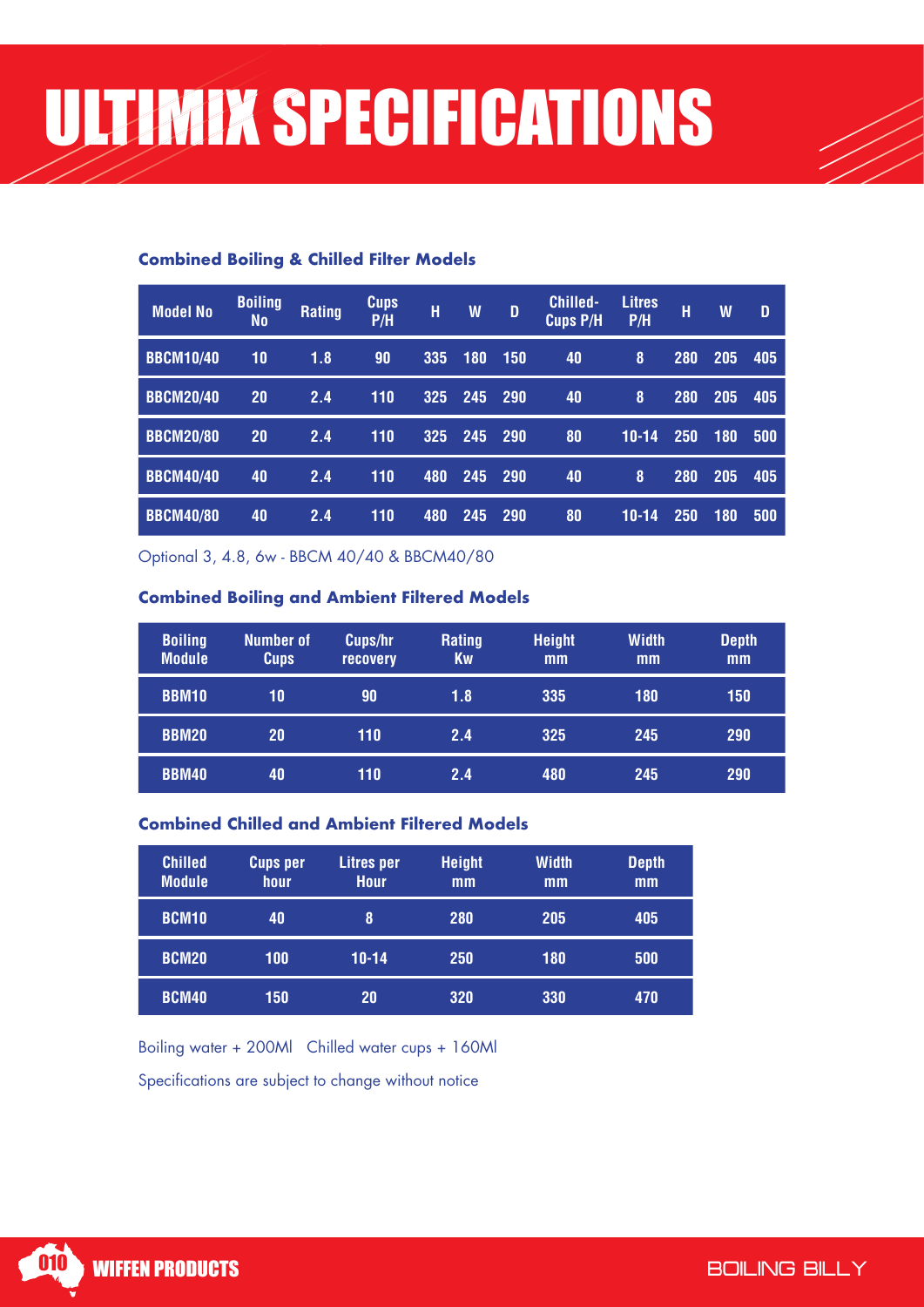# ULTIMIX SPECIFICATIONS

### Combined Boiling & Chilled Filter Models

| Model No | Boiling No | Rating | Cups P/H | H | W | D | Chilled-Cups P/H | Litres P/H | H | W | D |
|---|---|---|---|---|---|---|---|---|---|---|---|
| BBCM10/40 | 10 | 1.8 | 90 | 335 | 180 | 150 | 40 | 8 | 280 | 205 | 405 |
| BBCM20/40 | 20 | 2.4 | 110 | 325 | 245 | 290 | 40 | 8 | 280 | 205 | 405 |
| BBCM20/80 | 20 | 2.4 | 110 | 325 | 245 | 290 | 80 | 10-14 | 250 | 180 | 500 |
| BBCM40/40 | 40 | 2.4 | 110 | 480 | 245 | 290 | 40 | 8 | 280 | 205 | 405 |
| BBCM40/80 | 40 | 2.4 | 110 | 480 | 245 | 290 | 80 | 10-14 | 250 | 180 | 500 |

Optional 3, 4.8, 6w - BBCM 40/40 & BBCM40/80

### Combined Boiling and Ambient Filtered Models

| Boiling Module | Number of Cups | Cups/hr recovery | Rating Kw | Height mm | Width mm | Depth mm |
|---|---|---|---|---|---|---|
| BBM10 | 10 | 90 | 1.8 | 335 | 180 | 150 |
| BBM20 | 20 | 110 | 2.4 | 325 | 245 | 290 |
| BBM40 | 40 | 110 | 2.4 | 480 | 245 | 290 |

### Combined Chilled and Ambient Filtered Models

| Chilled Module | Cups per hour | Litres per Hour | Height mm | Width mm | Depth mm |
|---|---|---|---|---|---|
| BCM10 | 40 | 8 | 280 | 205 | 405 |
| BCM20 | 100 | 10-14 | 250 | 180 | 500 |
| BCM40 | 150 | 20 | 320 | 330 | 470 |

Boiling water + 200Ml   Chilled water cups + 160Ml

Specifications are subject to change without notice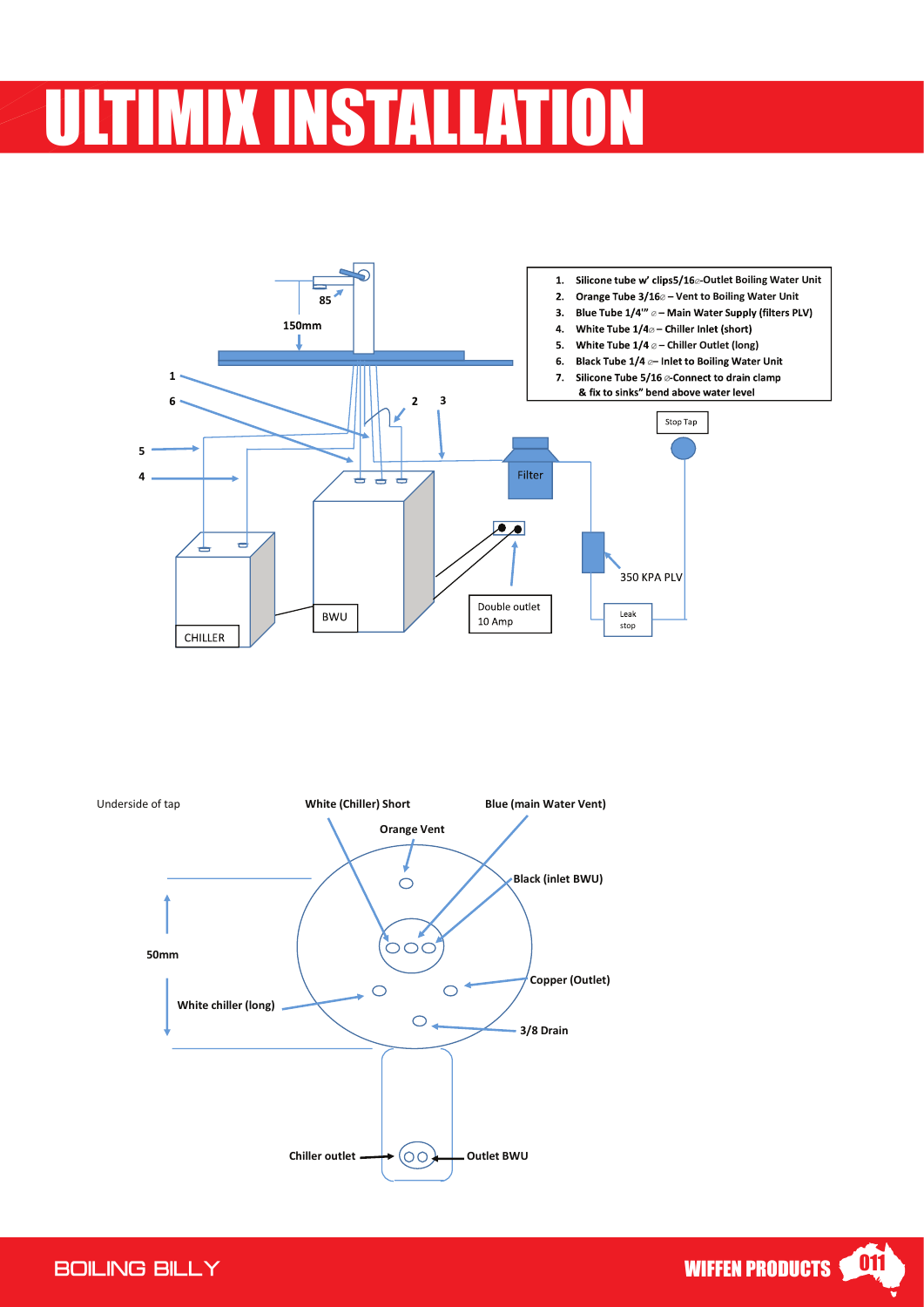# ULTIMIX INSTALLATION

1. Silicone tube w' clips5/16⌀-Outlet Boiling Water Unit
2. Orange Tube 3/16⌀ – Vent to Boiling Water Unit
3. Blue Tube 1/4'" ⌀ – Main Water Supply (filters PLV)
4. White Tube 1/4⌀ – Chiller Inlet (short)
5. White Tube 1/4 ⌀ – Chiller Outlet (long)
6. Black Tube 1/4 ⌀– Inlet to Boiling Water Unit
7. Silicone Tube 5/16 ⌀-Connect to drain clamp & fix to sinks" bend above water level

85

150mm

1

6

5

4

2

3

Stop Tap

Filter

350 KPA PLV

Leak stop

Double outlet 10 Amp

CHILLER

BWU

Underside of tap

White (Chiller) Short

Blue (main Water Vent)

Orange Vent

Black (inlet BWU)

50mm

Copper (Outlet)

White chiller (long)

3/8 Drain

Chiller outlet

Outlet BWU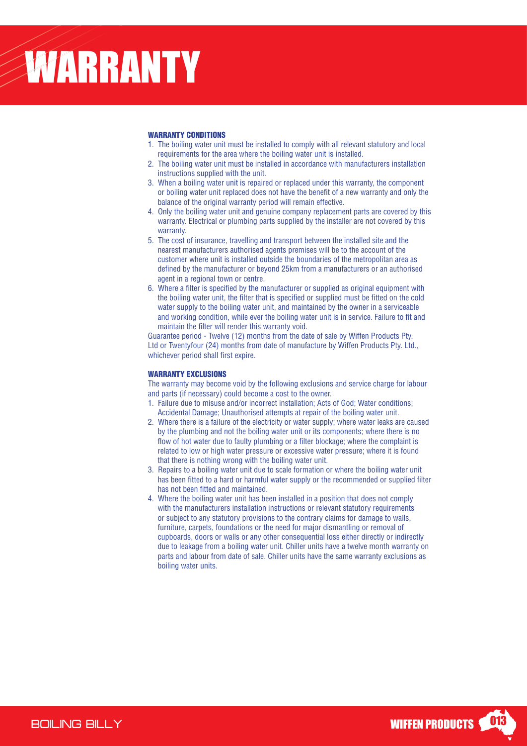# WARRANTY

### WARRANTY CONDITIONS

1. The boiling water unit must be installed to comply with all relevant statutory and local requirements for the area where the boiling water unit is installed.
2. The boiling water unit must be installed in accordance with manufacturers installation instructions supplied with the unit.
3. When a boiling water unit is repaired or replaced under this warranty, the component or boiling water unit replaced does not have the benefit of a new warranty and only the balance of the original warranty period will remain effective.
4. Only the boiling water unit and genuine company replacement parts are covered by this warranty. Electrical or plumbing parts supplied by the installer are not covered by this warranty.
5. The cost of insurance, travelling and transport between the installed site and the nearest manufacturers authorised agents premises will be to the account of the customer where unit is installed outside the boundaries of the metropolitan area as defined by the manufacturer or beyond 25km from a manufacturers or an authorised agent in a regional town or centre.
6. Where a filter is specified by the manufacturer or supplied as original equipment with the boiling water unit, the filter that is specified or supplied must be fitted on the cold water supply to the boiling water unit, and maintained by the owner in a serviceable and working condition, while ever the boiling water unit is in service. Failure to fit and maintain the filter will render this warranty void.

Guarantee period - Twelve (12) months from the date of sale by Wiffen Products Pty. Ltd or Twentyfour (24) months from date of manufacture by Wiffen Products Pty. Ltd., whichever period shall first expire.

### WARRANTY EXCLUSIONS

The warranty may become void by the following exclusions and service charge for labour and parts (if necessary) could become a cost to the owner.

1. Failure due to misuse and/or incorrect installation; Acts of God; Water conditions; Accidental Damage; Unauthorised attempts at repair of the boiling water unit.
2. Where there is a failure of the electricity or water supply; where water leaks are caused by the plumbing and not the boiling water unit or its components; where there is no flow of hot water due to faulty plumbing or a filter blockage; where the complaint is related to low or high water pressure or excessive water pressure; where it is found that there is nothing wrong with the boiling water unit.
3. Repairs to a boiling water unit due to scale formation or where the boiling water unit has been fitted to a hard or harmful water supply or the recommended or supplied filter has not been fitted and maintained.
4. Where the boiling water unit has been installed in a position that does not comply with the manufacturers installation instructions or relevant statutory requirements or subject to any statutory provisions to the contrary claims for damage to walls, furniture, carpets, foundations or the need for major dismantling or removal of cupboards, doors or walls or any other consequential loss either directly or indirectly due to leakage from a boiling water unit. Chiller units have a twelve month warranty on parts and labour from date of sale. Chiller units have the same warranty exclusions as boiling water units.